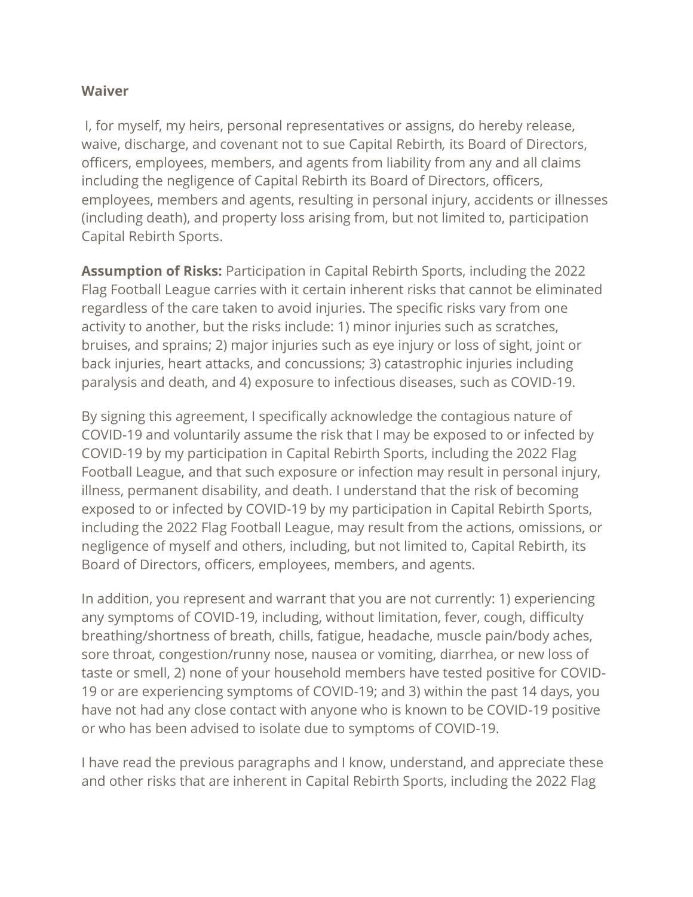**Waiver**

I, for myself, my heirs, personal representatives or assigns, do hereby release, waive, discharge, and covenant not to sue Capital Rebirth, its Board of Directors, officers, employees, members, and agents from liability from any and all claims including the negligence of Capital Rebirth its Board of Directors, officers, employees, members and agents, resulting in personal injury, accidents or illnesses (including death), and property loss arising from, but not limited to, participation Capital Rebirth Sports.

**Assumption of Risks:** Participation in Capital Rebirth Sports, including the 2022 Flag Football League carries with it certain inherent risks that cannot be eliminated regardless of the care taken to avoid injuries. The specific risks vary from one activity to another, but the risks include: 1) minor injuries such as scratches, bruises, and sprains; 2) major injuries such as eye injury or loss of sight, joint or back injuries, heart attacks, and concussions; 3) catastrophic injuries including paralysis and death, and 4) exposure to infectious diseases, such as COVID-19.

By signing this agreement, I specifically acknowledge the contagious nature of COVID-19 and voluntarily assume the risk that I may be exposed to or infected by COVID-19 by my participation in Capital Rebirth Sports, including the 2022 Flag Football League, and that such exposure or infection may result in personal injury, illness, permanent disability, and death. I understand that the risk of becoming exposed to or infected by COVID-19 by my participation in Capital Rebirth Sports, including the 2022 Flag Football League, may result from the actions, omissions, or negligence of myself and others, including, but not limited to, Capital Rebirth, its Board of Directors, officers, employees, members, and agents.

In addition, you represent and warrant that you are not currently: 1) experiencing any symptoms of COVID-19, including, without limitation, fever, cough, difficulty breathing/shortness of breath, chills, fatigue, headache, muscle pain/body aches, sore throat, congestion/runny nose, nausea or vomiting, diarrhea, or new loss of taste or smell, 2) none of your household members have tested positive for COVID-19 or are experiencing symptoms of COVID-19; and 3) within the past 14 days, you have not had any close contact with anyone who is known to be COVID-19 positive or who has been advised to isolate due to symptoms of COVID-19.

I have read the previous paragraphs and I know, understand, and appreciate these and other risks that are inherent in Capital Rebirth Sports, including the 2022 Flag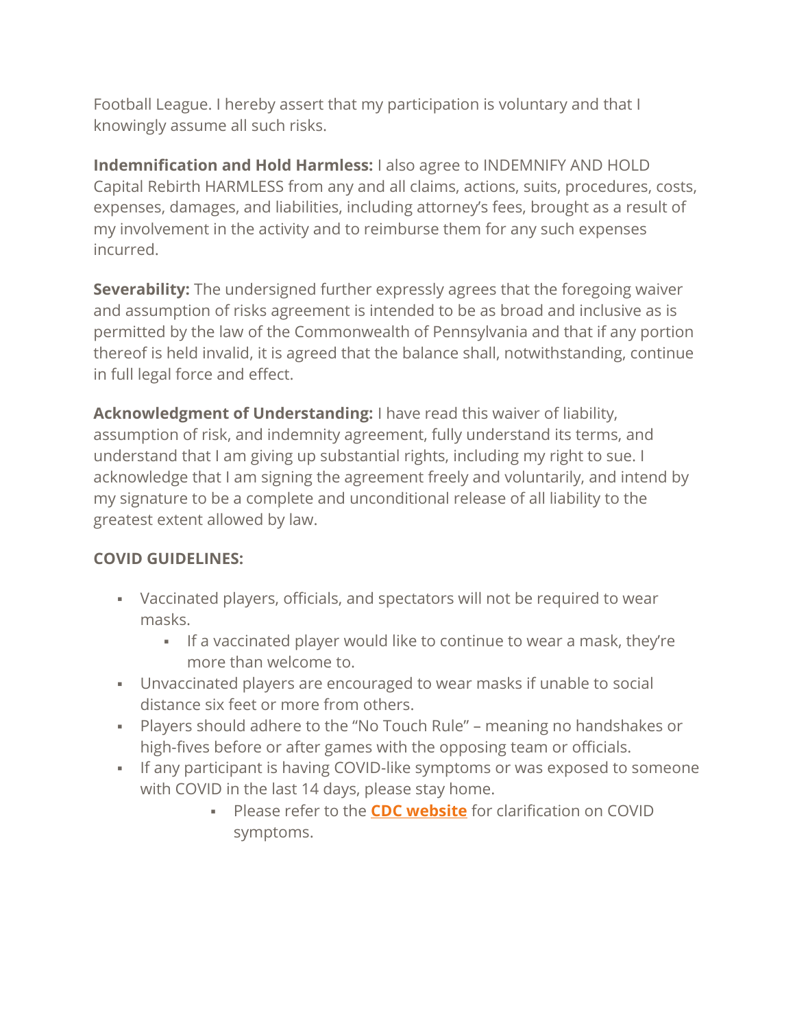Football League. I hereby assert that my participation is voluntary and that I knowingly assume all such risks.

**Indemnification and Hold Harmless:** I also agree to INDEMNIFY AND HOLD Capital Rebirth HARMLESS from any and all claims, actions, suits, procedures, costs, expenses, damages, and liabilities, including attorney's fees, brought as a result of my involvement in the activity and to reimburse them for any such expenses incurred.

**Severability:** The undersigned further expressly agrees that the foregoing waiver and assumption of risks agreement is intended to be as broad and inclusive as is permitted by the law of the Commonwealth of Pennsylvania and that if any portion thereof is held invalid, it is agreed that the balance shall, notwithstanding, continue in full legal force and effect.

**Acknowledgment of Understanding:** I have read this waiver of liability, assumption of risk, and indemnity agreement, fully understand its terms, and understand that I am giving up substantial rights, including my right to sue. I acknowledge that I am signing the agreement freely and voluntarily, and intend by my signature to be a complete and unconditional release of all liability to the greatest extent allowed by law.

**COVID GUIDELINES:**

- Vaccinated players, officials, and spectators will not be required to wear masks.
    - If a vaccinated player would like to continue to wear a mask, they're more than welcome to.
- Unvaccinated players are encouraged to wear masks if unable to social distance six feet or more from others.
- Players should adhere to the "No Touch Rule" – meaning no handshakes or high-fives before or after games with the opposing team or officials.
- If any participant is having COVID-like symptoms or was exposed to someone with COVID in the last 14 days, please stay home.
    - Please refer to the **CDC website** for clarification on COVID symptoms.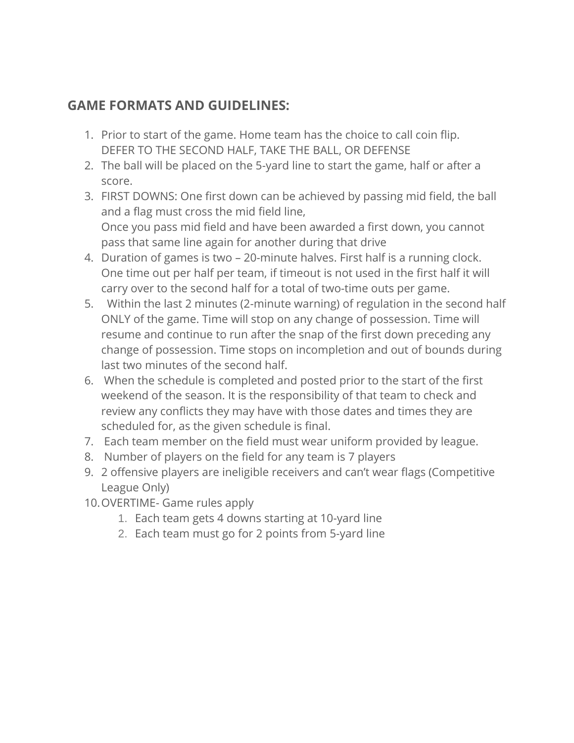## GAME FORMATS AND GUIDELINES:

1. Prior to start of the game. Home team has the choice to call coin flip. DEFER TO THE SECOND HALF, TAKE THE BALL, OR DEFENSE
2. The ball will be placed on the 5-yard line to start the game, half or after a score.
3. FIRST DOWNS: One first down can be achieved by passing mid field, the ball and a flag must cross the mid field line,
   Once you pass mid field and have been awarded a first down, you cannot pass that same line again for another during that drive
4. Duration of games is two – 20-minute halves. First half is a running clock. One time out per half per team, if timeout is not used in the first half it will carry over to the second half for a total of two-time outs per game.
5. Within the last 2 minutes (2-minute warning) of regulation in the second half ONLY of the game. Time will stop on any change of possession. Time will resume and continue to run after the snap of the first down preceding any change of possession. Time stops on incompletion and out of bounds during last two minutes of the second half.
6. When the schedule is completed and posted prior to the start of the first weekend of the season. It is the responsibility of that team to check and review any conflicts they may have with those dates and times they are scheduled for, as the given schedule is final.
7. Each team member on the field must wear uniform provided by league.
8. Number of players on the field for any team is 7 players
9. 2 offensive players are ineligible receivers and can't wear flags (Competitive League Only)
10. OVERTIME- Game rules apply
    1. Each team gets 4 downs starting at 10-yard line
    2. Each team must go for 2 points from 5-yard line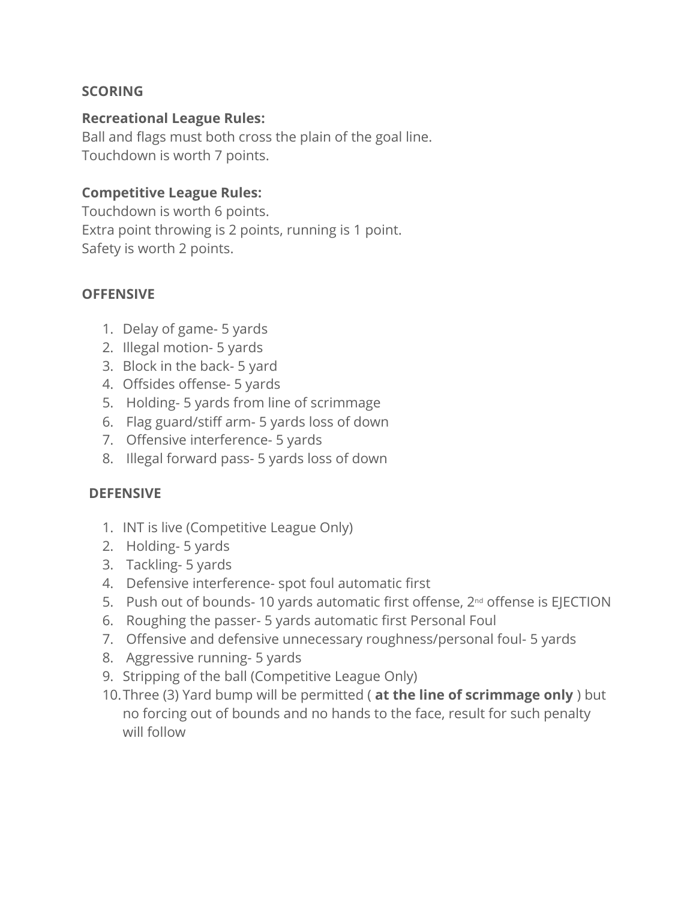## SCORING

**Recreational League Rules:**
Ball and flags must both cross the plain of the goal line.
Touchdown is worth 7 points.

**Competitive League Rules:**
Touchdown is worth 6 points.
Extra point throwing is 2 points, running is 1 point.
Safety is worth 2 points.

## OFFENSIVE

1. Delay of game- 5 yards
2. Illegal motion- 5 yards
3. Block in the back- 5 yard
4. Offsides offense- 5 yards
5. Holding- 5 yards from line of scrimmage
6. Flag guard/stiff arm- 5 yards loss of down
7. Offensive interference- 5 yards
8. Illegal forward pass- 5 yards loss of down

## DEFENSIVE

1. INT is live (Competitive League Only)
2. Holding- 5 yards
3. Tackling- 5 yards
4. Defensive interference- spot foul automatic first
5. Push out of bounds- 10 yards automatic first offense, 2nd offense is EJECTION
6. Roughing the passer- 5 yards automatic first Personal Foul
7. Offensive and defensive unnecessary roughness/personal foul- 5 yards
8. Aggressive running- 5 yards
9. Stripping of the ball (Competitive League Only)
10. Three (3) Yard bump will be permitted ( **at the line of scrimmage only** ) but no forcing out of bounds and no hands to the face, result for such penalty will follow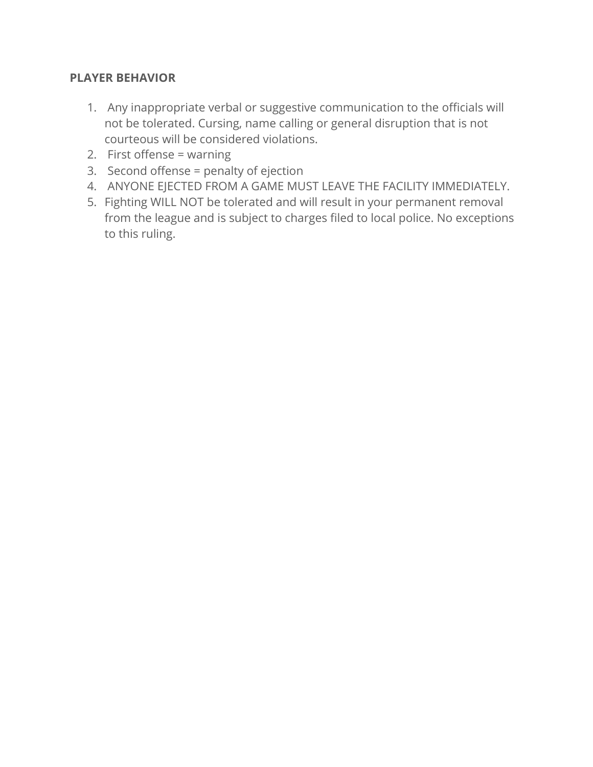**PLAYER BEHAVIOR**

1. Any inappropriate verbal or suggestive communication to the officials will not be tolerated. Cursing, name calling or general disruption that is not courteous will be considered violations.
2. First offense = warning
3. Second offense = penalty of ejection
4. ANYONE EJECTED FROM A GAME MUST LEAVE THE FACILITY IMMEDIATELY.
5. Fighting WILL NOT be tolerated and will result in your permanent removal from the league and is subject to charges filed to local police. No exceptions to this ruling.